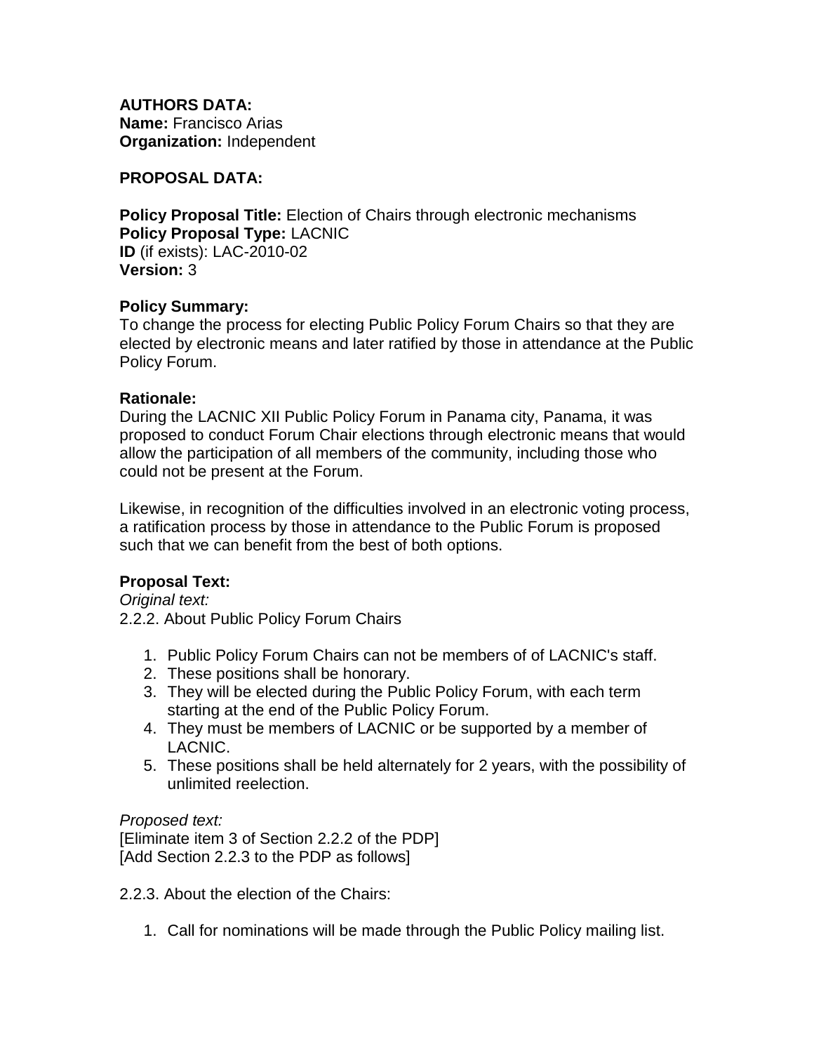**AUTHORS DATA:**
**Name:** Francisco Arias
**Organization:** Independent

**PROPOSAL DATA:**

**Policy Proposal Title:** Election of Chairs through electronic mechanisms
**Policy Proposal Type:** LACNIC
**ID** (if exists): LAC-2010-02
**Version:** 3

**Policy Summary:**
To change the process for electing Public Policy Forum Chairs so that they are elected by electronic means and later ratified by those in attendance at the Public Policy Forum.

**Rationale:**
During the LACNIC XII Public Policy Forum in Panama city, Panama, it was proposed to conduct Forum Chair elections through electronic means that would allow the participation of all members of the community, including those who could not be present at the Forum.

Likewise, in recognition of the difficulties involved in an electronic voting process, a ratification process by those in attendance to the Public Forum is proposed such that we can benefit from the best of both options.

**Proposal Text:**
*Original text:*
2.2.2. About Public Policy Forum Chairs

1. Public Policy Forum Chairs can not be members of of LACNIC's staff.
2. These positions shall be honorary.
3. They will be elected during the Public Policy Forum, with each term starting at the end of the Public Policy Forum.
4. They must be members of LACNIC or be supported by a member of LACNIC.
5. These positions shall be held alternately for 2 years, with the possibility of unlimited reelection.

*Proposed text:*
[Eliminate item 3 of Section 2.2.2 of the PDP]
[Add Section 2.2.3 to the PDP as follows]

2.2.3. About the election of the Chairs:

1. Call for nominations will be made through the Public Policy mailing list.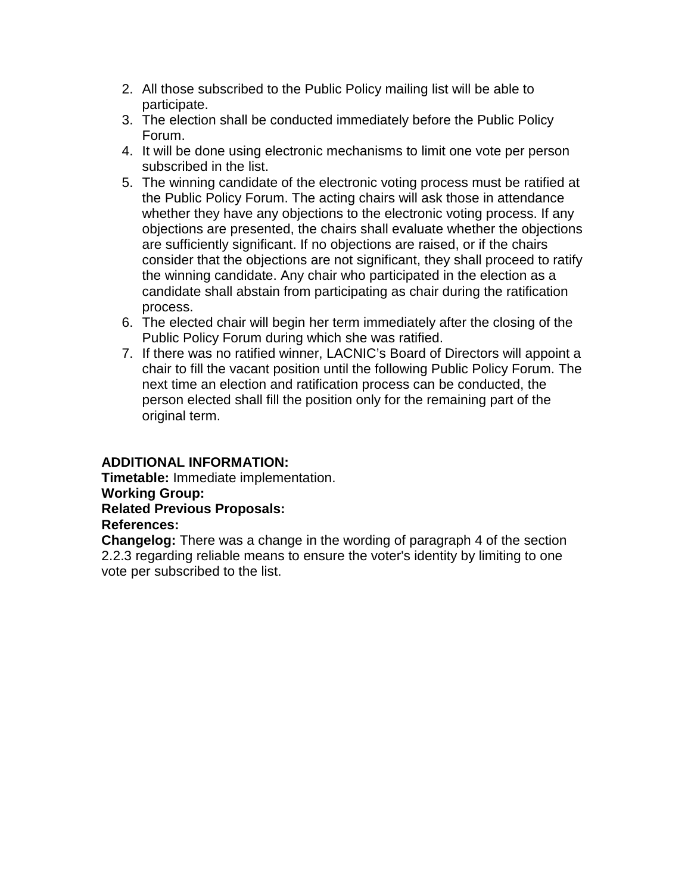2. All those subscribed to the Public Policy mailing list will be able to participate.
3. The election shall be conducted immediately before the Public Policy Forum.
4. It will be done using electronic mechanisms to limit one vote per person subscribed in the list.
5. The winning candidate of the electronic voting process must be ratified at the Public Policy Forum. The acting chairs will ask those in attendance whether they have any objections to the electronic voting process. If any objections are presented, the chairs shall evaluate whether the objections are sufficiently significant. If no objections are raised, or if the chairs consider that the objections are not significant, they shall proceed to ratify the winning candidate. Any chair who participated in the election as a candidate shall abstain from participating as chair during the ratification process.
6. The elected chair will begin her term immediately after the closing of the Public Policy Forum during which she was ratified.
7. If there was no ratified winner, LACNIC's Board of Directors will appoint a chair to fill the vacant position until the following Public Policy Forum. The next time an election and ratification process can be conducted, the person elected shall fill the position only for the remaining part of the original term.

**ADDITIONAL INFORMATION:**
**Timetable:** Immediate implementation.
**Working Group:**
**Related Previous Proposals:**
**References:**
**Changelog:** There was a change in the wording of paragraph 4 of the section 2.2.3 regarding reliable means to ensure the voter's identity by limiting to one vote per subscribed to the list.